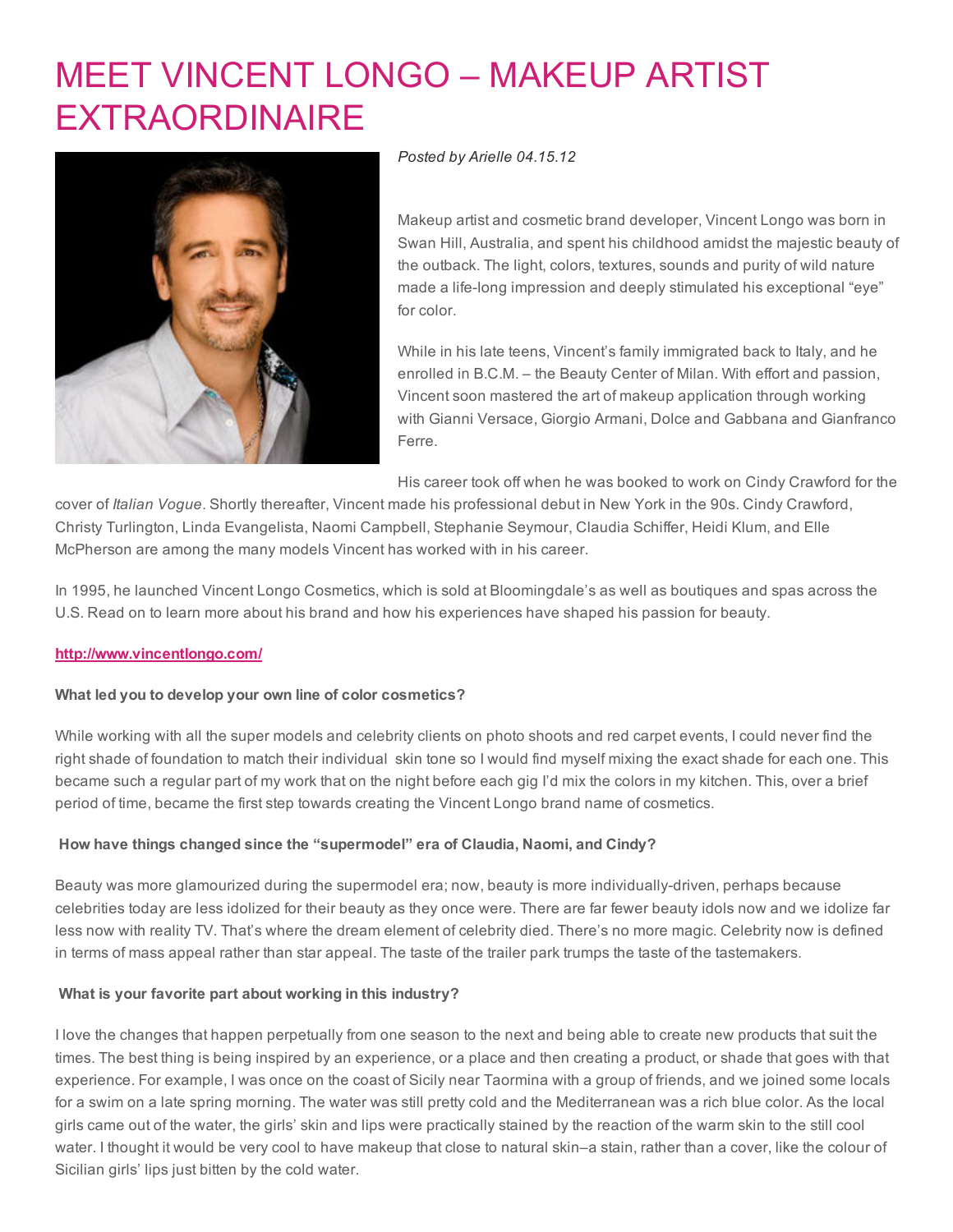# MEET VINCENT LONGO – MAKEUP ARTIST EXTRAORDINAIRE

*Posted by Arielle 04.15.12*

Makeup artist and cosmetic brand developer, Vincent Longo was born in Swan Hill, Australia, and spent his childhood amidst the majestic beauty of the outback. The light, colors, textures, sounds and purity of wild nature made a life-long impression and deeply stimulated his exceptional "eye" for color.

While in his late teens, Vincent's family immigrated back to Italy, and he enrolled in B.C.M. – the Beauty Center of Milan. With effort and passion, Vincent soon mastered the art of makeup application through working with Gianni Versace, Giorgio Armani, Dolce and Gabbana and Gianfranco Ferre.

His career took off when he was booked to work on Cindy Crawford for the cover of *Italian Vogue*. Shortly thereafter, Vincent made his professional debut in New York in the 90s. Cindy Crawford, Christy Turlington, Linda Evangelista, Naomi Campbell, Stephanie Seymour, Claudia Schiffer, Heidi Klum, and Elle McPherson are among the many models Vincent has worked with in his career.

In 1995, he launched Vincent Longo Cosmetics, which is sold at Bloomingdale's as well as boutiques and spas across the U.S. Read on to learn more about his brand and how his experiences have shaped his passion for beauty.

**http://www.vincentlongo.com/**

**What led you to develop your own line of color cosmetics?**

While working with all the super models and celebrity clients on photo shoots and red carpet events, I could never find the right shade of foundation to match their individual skin tone so I would find myself mixing the exact shade for each one. This became such a regular part of my work that on the night before each gig I'd mix the colors in my kitchen. This, over a brief period of time, became the first step towards creating the Vincent Longo brand name of cosmetics.

**How have things changed since the "supermodel" era of Claudia, Naomi, and Cindy?**

Beauty was more glamourized during the supermodel era; now, beauty is more individually-driven, perhaps because celebrities today are less idolized for their beauty as they once were. There are far fewer beauty idols now and we idolize far less now with reality TV. That's where the dream element of celebrity died. There's no more magic. Celebrity now is defined in terms of mass appeal rather than star appeal. The taste of the trailer park trumps the taste of the tastemakers.

**What is your favorite part about working in this industry?**

I love the changes that happen perpetually from one season to the next and being able to create new products that suit the times. The best thing is being inspired by an experience, or a place and then creating a product, or shade that goes with that experience. For example, I was once on the coast of Sicily near Taormina with a group of friends, and we joined some locals for a swim on a late spring morning. The water was still pretty cold and the Mediterranean was a rich blue color. As the local girls came out of the water, the girls' skin and lips were practically stained by the reaction of the warm skin to the still cool water. I thought it would be very cool to have makeup that close to natural skin–a stain, rather than a cover, like the colour of Sicilian girls' lips just bitten by the cold water.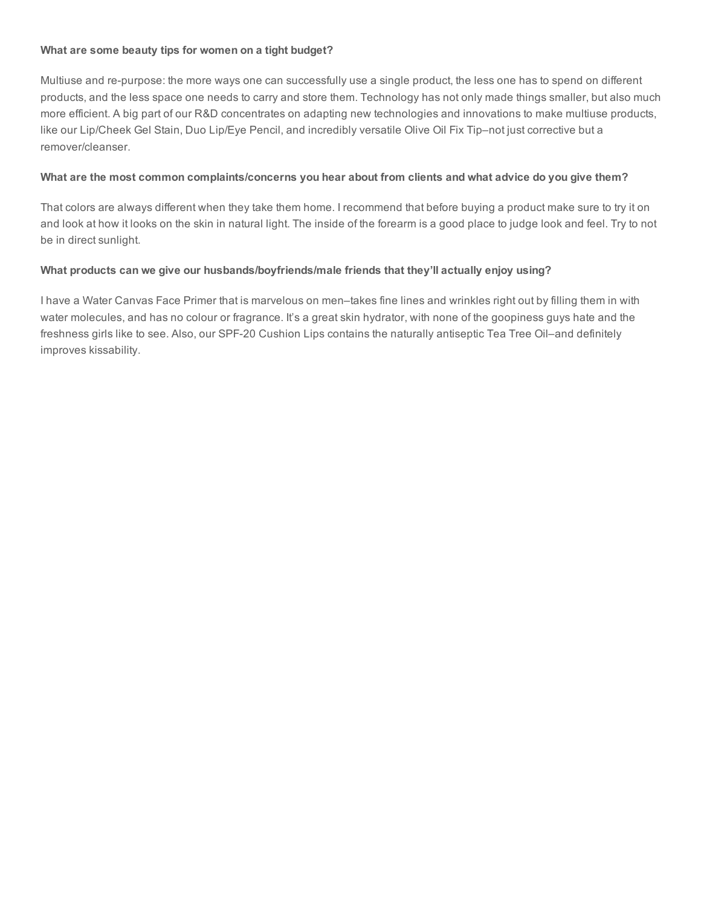**What are some beauty tips for women on a tight budget?**

Multiuse and re-purpose: the more ways one can successfully use a single product, the less one has to spend on different products, and the less space one needs to carry and store them. Technology has not only made things smaller, but also much more efficient. A big part of our R&D concentrates on adapting new technologies and innovations to make multiuse products, like our Lip/Cheek Gel Stain, Duo Lip/Eye Pencil, and incredibly versatile Olive Oil Fix Tip–not just corrective but a remover/cleanser.

**What are the most common complaints/concerns you hear about from clients and what advice do you give them?**

That colors are always different when they take them home. I recommend that before buying a product make sure to try it on and look at how it looks on the skin in natural light. The inside of the forearm is a good place to judge look and feel. Try to not be in direct sunlight.

**What products can we give our husbands/boyfriends/male friends that they'll actually enjoy using?**

I have a Water Canvas Face Primer that is marvelous on men–takes fine lines and wrinkles right out by filling them in with water molecules, and has no colour or fragrance. It's a great skin hydrator, with none of the goopiness guys hate and the freshness girls like to see. Also, our SPF-20 Cushion Lips contains the naturally antiseptic Tea Tree Oil–and definitely improves kissability.